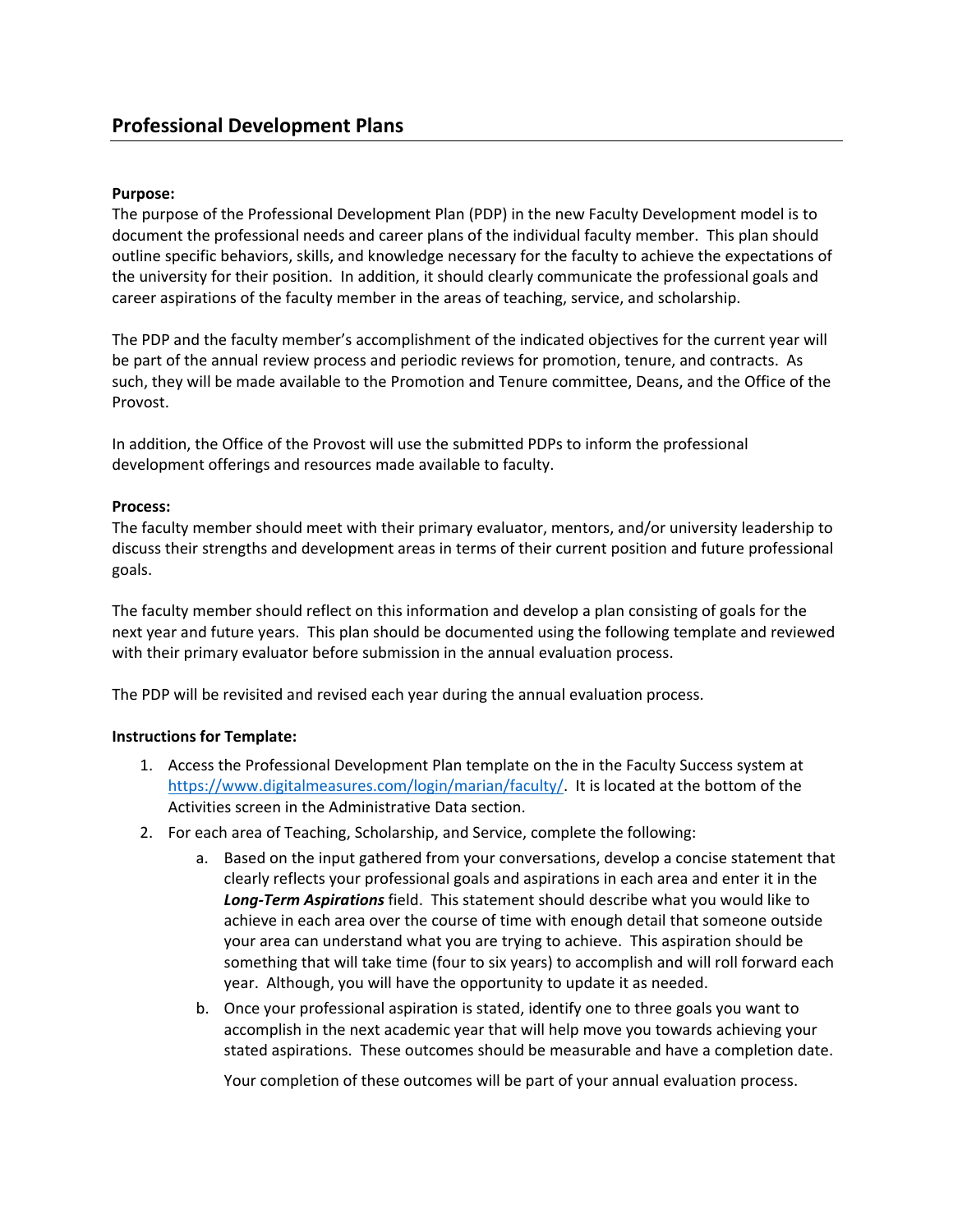## Professional Development Plans

**Purpose:**

The purpose of the Professional Development Plan (PDP) in the new Faculty Development model is to document the professional needs and career plans of the individual faculty member. This plan should outline specific behaviors, skills, and knowledge necessary for the faculty to achieve the expectations of the university for their position. In addition, it should clearly communicate the professional goals and career aspirations of the faculty member in the areas of teaching, service, and scholarship.

The PDP and the faculty member's accomplishment of the indicated objectives for the current year will be part of the annual review process and periodic reviews for promotion, tenure, and contracts. As such, they will be made available to the Promotion and Tenure committee, Deans, and the Office of the Provost.

In addition, the Office of the Provost will use the submitted PDPs to inform the professional development offerings and resources made available to faculty.

**Process:**

The faculty member should meet with their primary evaluator, mentors, and/or university leadership to discuss their strengths and development areas in terms of their current position and future professional goals.

The faculty member should reflect on this information and develop a plan consisting of goals for the next year and future years. This plan should be documented using the following template and reviewed with their primary evaluator before submission in the annual evaluation process.

The PDP will be revisited and revised each year during the annual evaluation process.

**Instructions for Template:**

1. Access the Professional Development Plan template on the in the Faculty Success system at https://www.digitalmeasures.com/login/marian/faculty/. It is located at the bottom of the Activities screen in the Administrative Data section.
2. For each area of Teaching, Scholarship, and Service, complete the following:
    a. Based on the input gathered from your conversations, develop a concise statement that clearly reflects your professional goals and aspirations in each area and enter it in the ***Long-Term Aspirations*** field. This statement should describe what you would like to achieve in each area over the course of time with enough detail that someone outside your area can understand what you are trying to achieve. This aspiration should be something that will take time (four to six years) to accomplish and will roll forward each year. Although, you will have the opportunity to update it as needed.
    b. Once your professional aspiration is stated, identify one to three goals you want to accomplish in the next academic year that will help move you towards achieving your stated aspirations. These outcomes should be measurable and have a completion date.

       Your completion of these outcomes will be part of your annual evaluation process.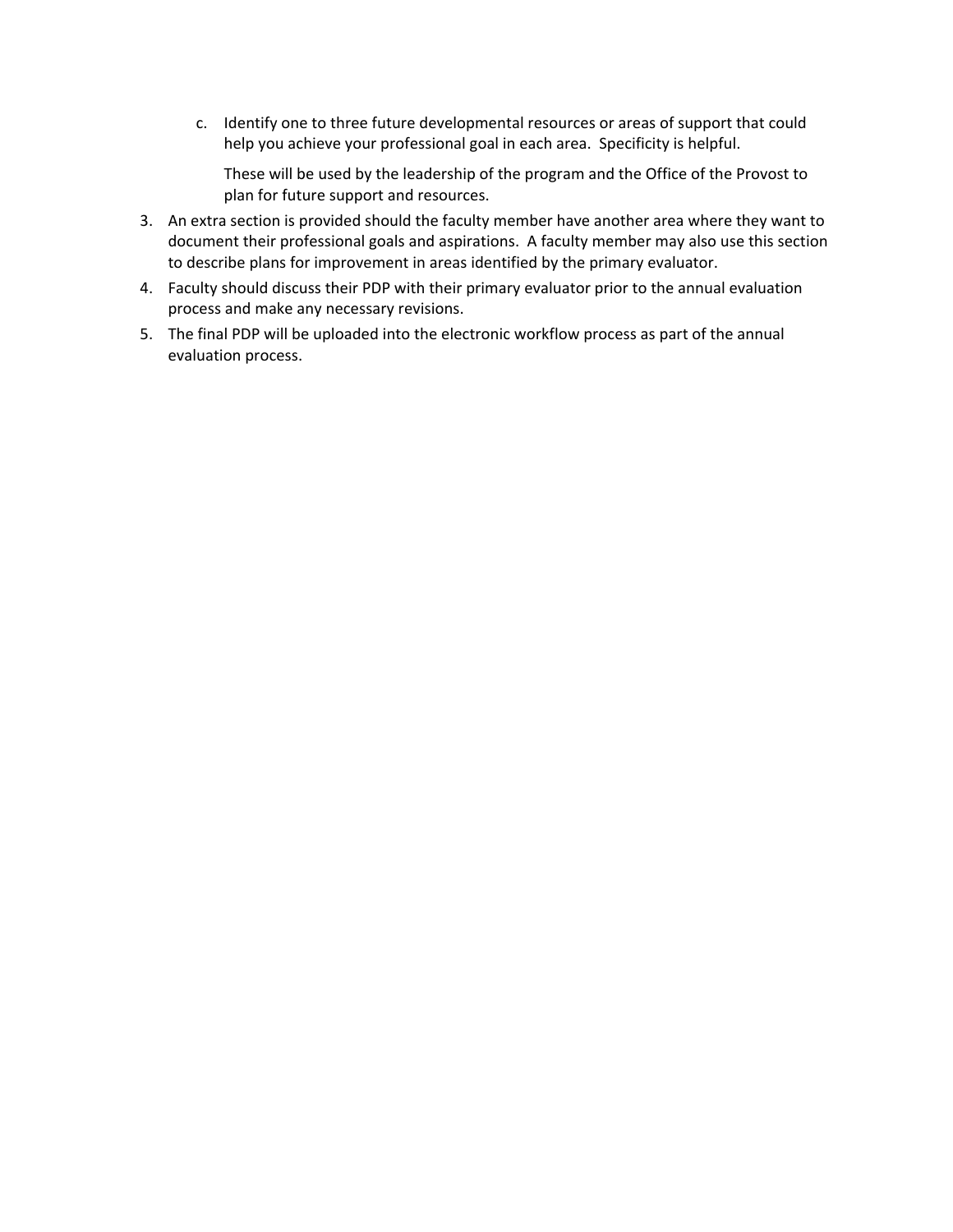c. Identify one to three future developmental resources or areas of support that could help you achieve your professional goal in each area. Specificity is helpful.

      These will be used by the leadership of the program and the Office of the Provost to plan for future support and resources.

3. An extra section is provided should the faculty member have another area where they want to document their professional goals and aspirations. A faculty member may also use this section to describe plans for improvement in areas identified by the primary evaluator.
4. Faculty should discuss their PDP with their primary evaluator prior to the annual evaluation process and make any necessary revisions.
5. The final PDP will be uploaded into the electronic workflow process as part of the annual evaluation process.